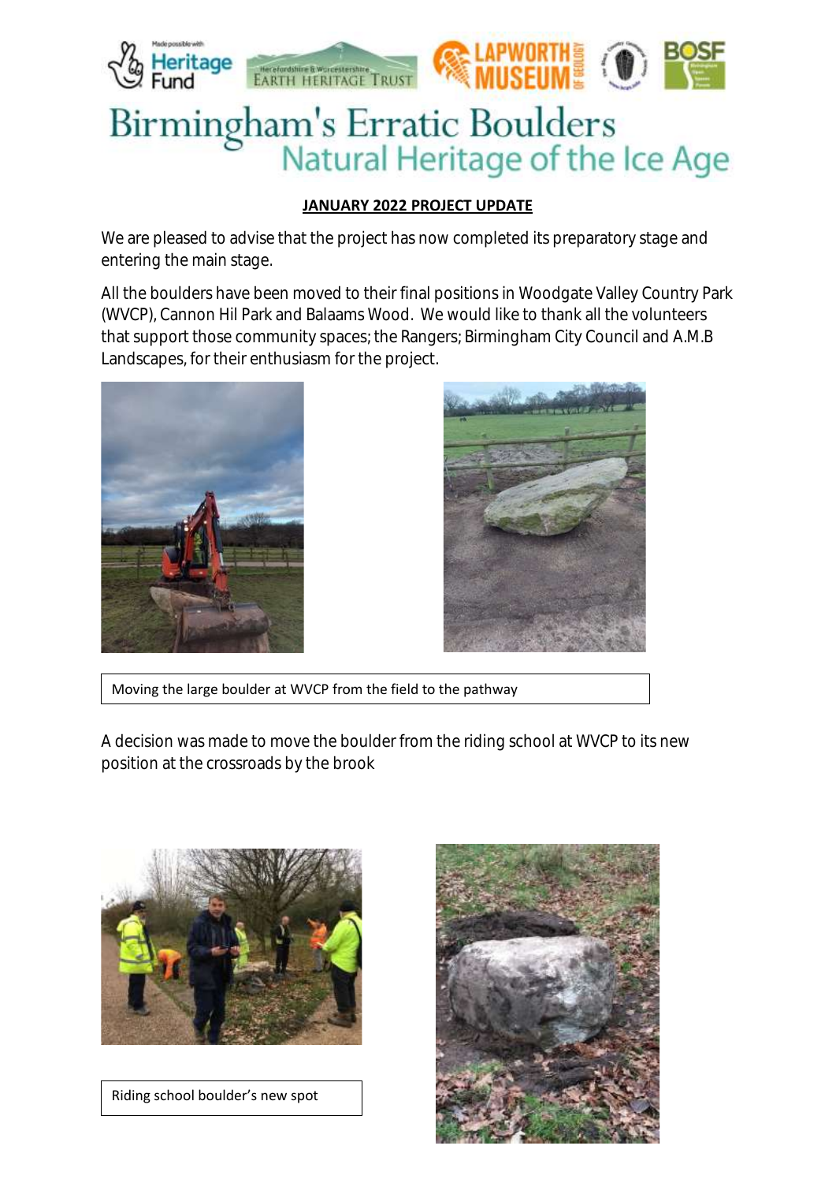# Birmingham's Erratic Boulders

## Natural Heritage of the Ice Age

**JANUARY 2022 PROJECT UPDATE**

We are pleased to advise that the project has now completed its preparatory stage and entering the main stage.

All the boulders have been moved to their final positions in Woodgate Valley Country Park (WVCP), Cannon Hil Park and Balaams Wood. We would like to thank all the volunteers that support those community spaces; the Rangers; Birmingham City Council and A.M.B Landscapes, for their enthusiasm for the project.

Moving the large boulder at WVCP from the field to the pathway

A decision was made to move the boulder from the riding school at WVCP to its new position at the crossroads by the brook

Riding school boulder's new spot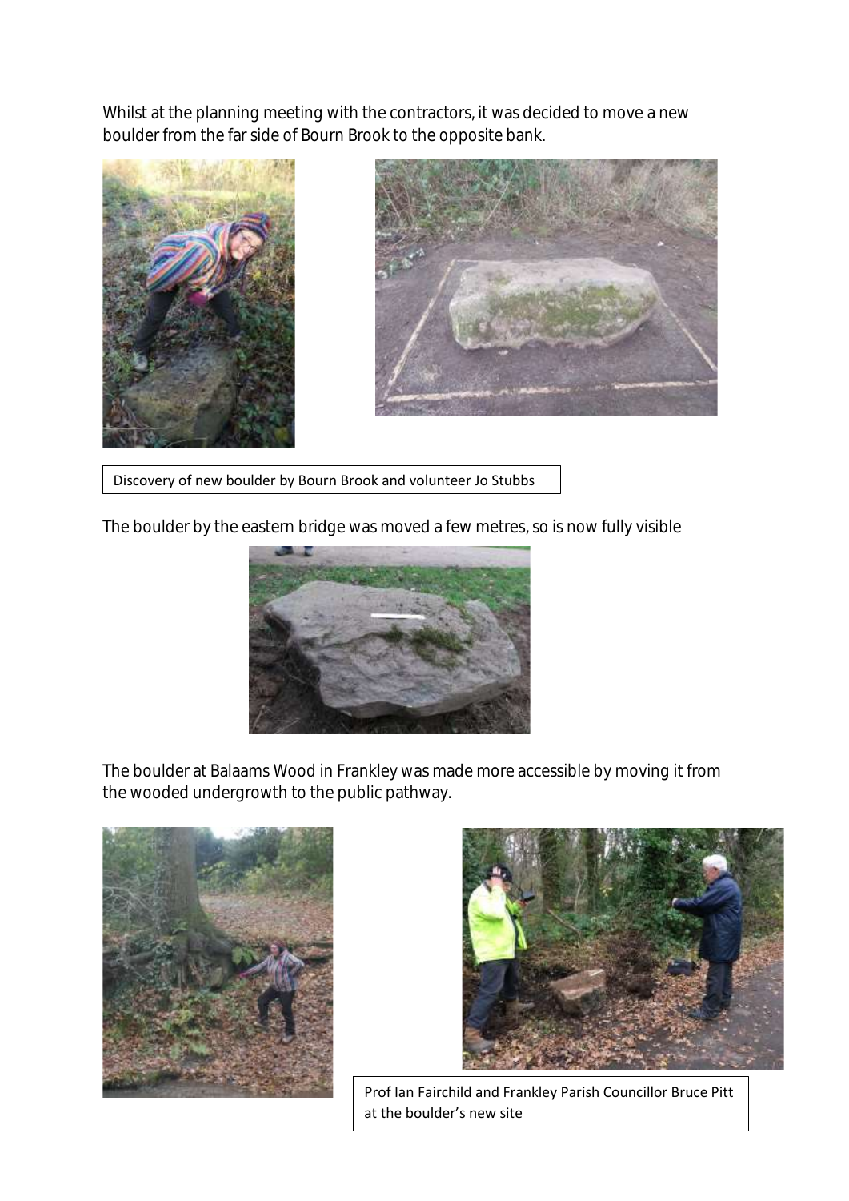Whilst at the planning meeting with the contractors, it was decided to move a new boulder from the far side of Bourn Brook to the opposite bank.

Discovery of new boulder by Bourn Brook and volunteer Jo Stubbs

The boulder by the eastern bridge was moved a few metres, so is now fully visible

The boulder at Balaams Wood in Frankley was made more accessible by moving it from the wooded undergrowth to the public pathway.

Prof Ian Fairchild and Frankley Parish Councillor Bruce Pitt at the boulder's new site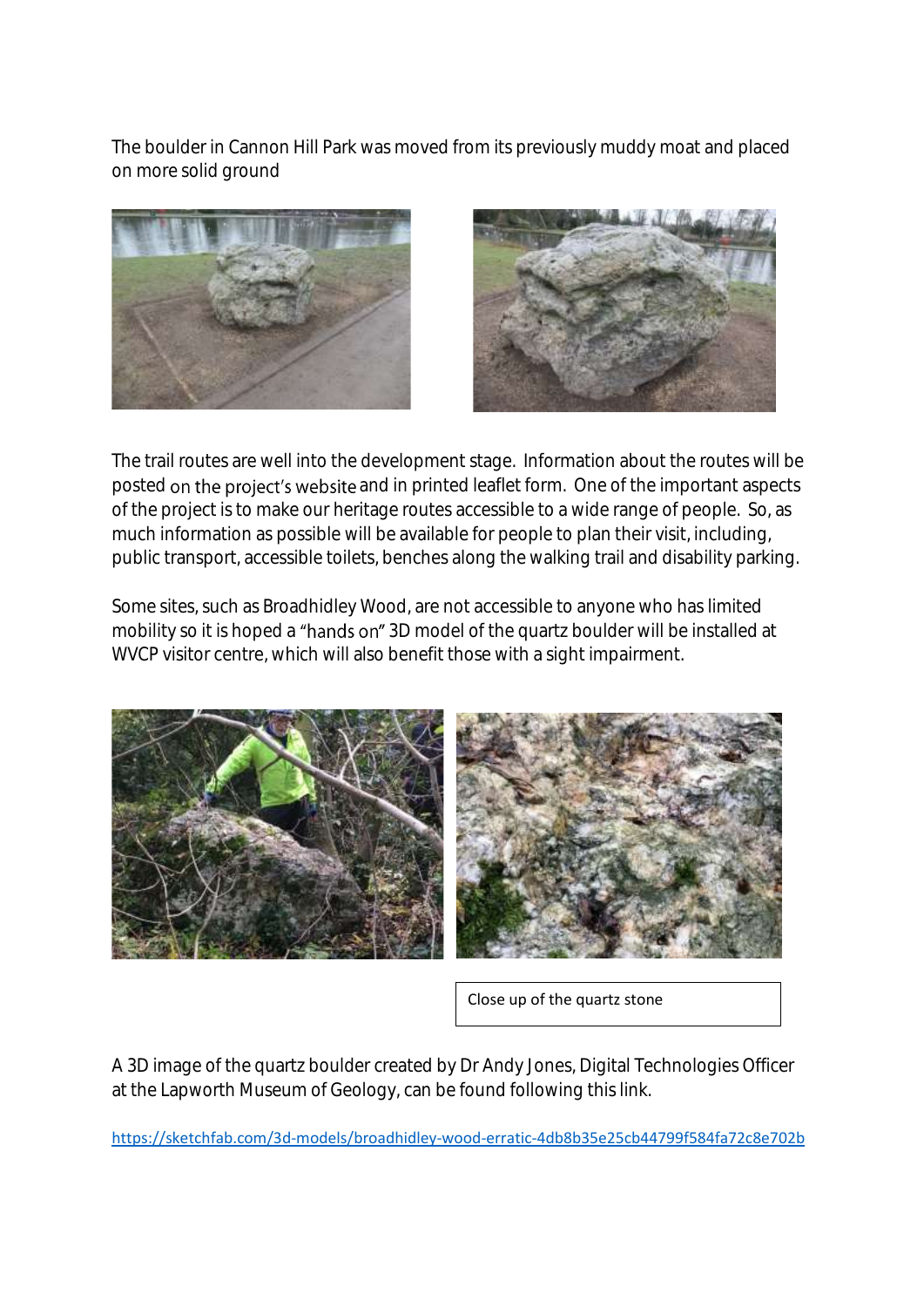The boulder in Cannon Hill Park was moved from its previously muddy moat and placed on more solid ground

The trail routes are well into the development stage. Information about the routes will be posted on the project's website and in printed leaflet form. One of the important aspects of the project is to make our heritage routes accessible to a wide range of people. So, as much information as possible will be available for people to plan their visit, including, public transport, accessible toilets, benches along the walking trail and disability parking.

Some sites, such as Broadhidley Wood, are not accessible to anyone who has limited mobility so it is hoped a "hands on" 3D model of the quartz boulder will be installed at WVCP visitor centre, which will also benefit those with a sight impairment.

Close up of the quartz stone

A 3D image of the quartz boulder created by Dr Andy Jones, Digital Technologies Officer at the Lapworth Museum of Geology, can be found following this link.

https://sketchfab.com/3d-models/broadhidley-wood-erratic-4db8b35e25cb44799f584fa72c8e702b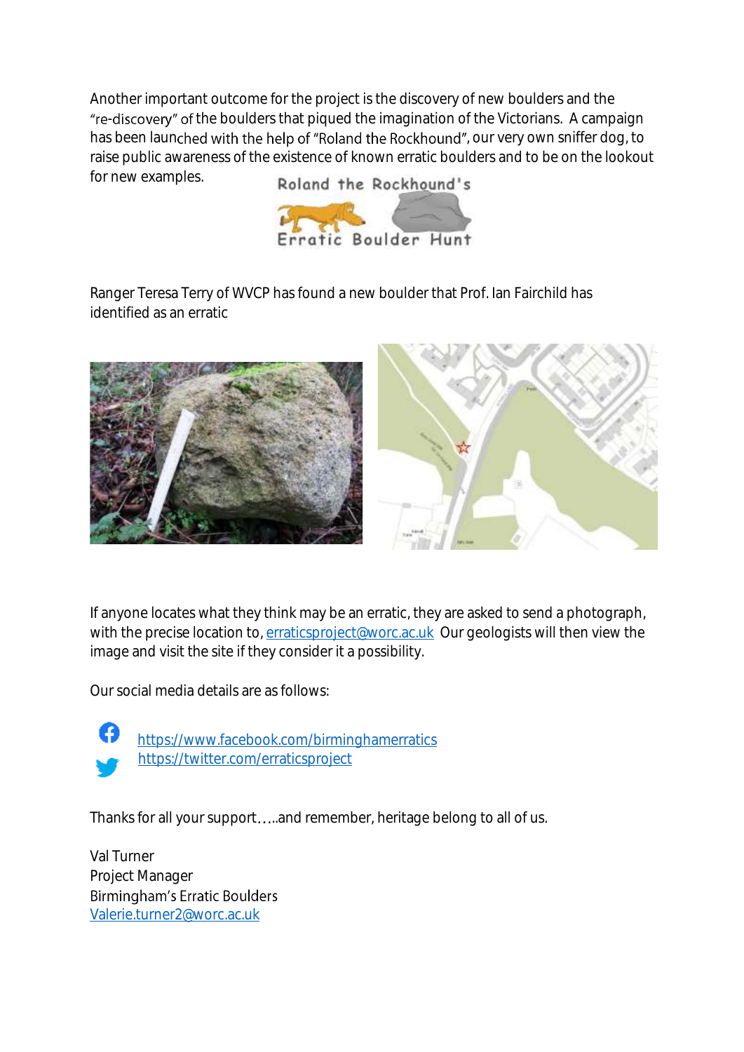Another important outcome for the project is the discovery of new boulders and the "re-discovery" of the boulders that piqued the imagination of the Victorians. A campaign has been launched with the help of "Roland the Rockhound", our very own sniffer dog, to raise public awareness of the existence of known erratic boulders and to be on the lookout for new examples.

Roland the Rockhound's

Erratic Boulder Hunt

Ranger Teresa Terry of WVCP has found a new boulder that Prof. Ian Fairchild has identified as an erratic

If anyone locates what they think may be an erratic, they are asked to send a photograph, with the precise location to, erraticsproject@worc.ac.uk Our geologists will then view the image and visit the site if they consider it a possibility.

Our social media details are as follows:

https://www.facebook.com/birminghamerratics
https://twitter.com/erraticsproject

Thanks for all your support…..and remember, heritage belong to all of us.

Val Turner
Project Manager
Birmingham's Erratic Boulders
Valerie.turner2@worc.ac.uk